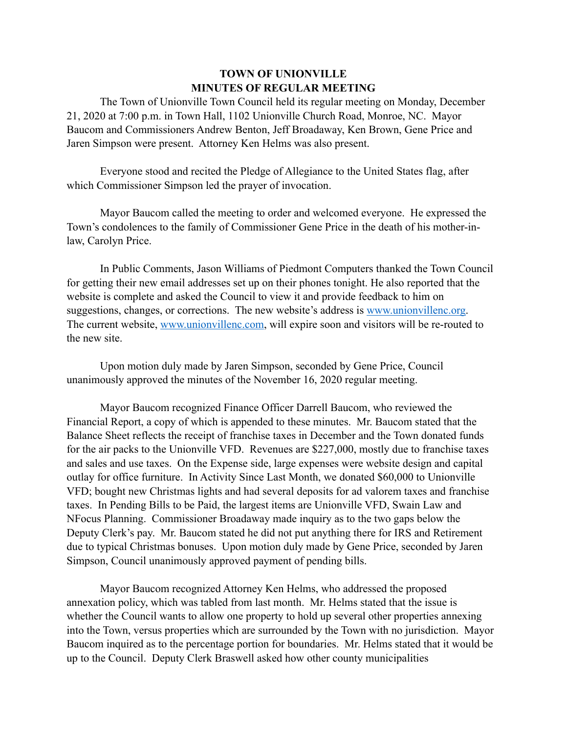# TOWN OF UNIONVILLE
## MINUTES OF REGULAR MEETING

The Town of Unionville Town Council held its regular meeting on Monday, December 21, 2020 at 7:00 p.m. in Town Hall, 1102 Unionville Church Road, Monroe, NC. Mayor Baucom and Commissioners Andrew Benton, Jeff Broadaway, Ken Brown, Gene Price and Jaren Simpson were present. Attorney Ken Helms was also present.

Everyone stood and recited the Pledge of Allegiance to the United States flag, after which Commissioner Simpson led the prayer of invocation.

Mayor Baucom called the meeting to order and welcomed everyone. He expressed the Town's condolences to the family of Commissioner Gene Price in the death of his mother-in-law, Carolyn Price.

In Public Comments, Jason Williams of Piedmont Computers thanked the Town Council for getting their new email addresses set up on their phones tonight. He also reported that the website is complete and asked the Council to view it and provide feedback to him on suggestions, changes, or corrections. The new website's address is [www.unionvillenc.org](http://www.unionvillenc.org). The current website, [www.unionvillenc.com](http://www.unionvillenc.com), will expire soon and visitors will be re-routed to the new site.

Upon motion duly made by Jaren Simpson, seconded by Gene Price, Council unanimously approved the minutes of the November 16, 2020 regular meeting.

Mayor Baucom recognized Finance Officer Darrell Baucom, who reviewed the Financial Report, a copy of which is appended to these minutes. Mr. Baucom stated that the Balance Sheet reflects the receipt of franchise taxes in December and the Town donated funds for the air packs to the Unionville VFD. Revenues are $227,000, mostly due to franchise taxes and sales and use taxes. On the Expense side, large expenses were website design and capital outlay for office furniture. In Activity Since Last Month, we donated $60,000 to Unionville VFD; bought new Christmas lights and had several deposits for ad valorem taxes and franchise taxes. In Pending Bills to be Paid, the largest items are Unionville VFD, Swain Law and NFocus Planning. Commissioner Broadaway made inquiry as to the two gaps below the Deputy Clerk's pay. Mr. Baucom stated he did not put anything there for IRS and Retirement due to typical Christmas bonuses. Upon motion duly made by Gene Price, seconded by Jaren Simpson, Council unanimously approved payment of pending bills.

Mayor Baucom recognized Attorney Ken Helms, who addressed the proposed annexation policy, which was tabled from last month. Mr. Helms stated that the issue is whether the Council wants to allow one property to hold up several other properties annexing into the Town, versus properties which are surrounded by the Town with no jurisdiction. Mayor Baucom inquired as to the percentage portion for boundaries. Mr. Helms stated that it would be up to the Council. Deputy Clerk Braswell asked how other county municipalities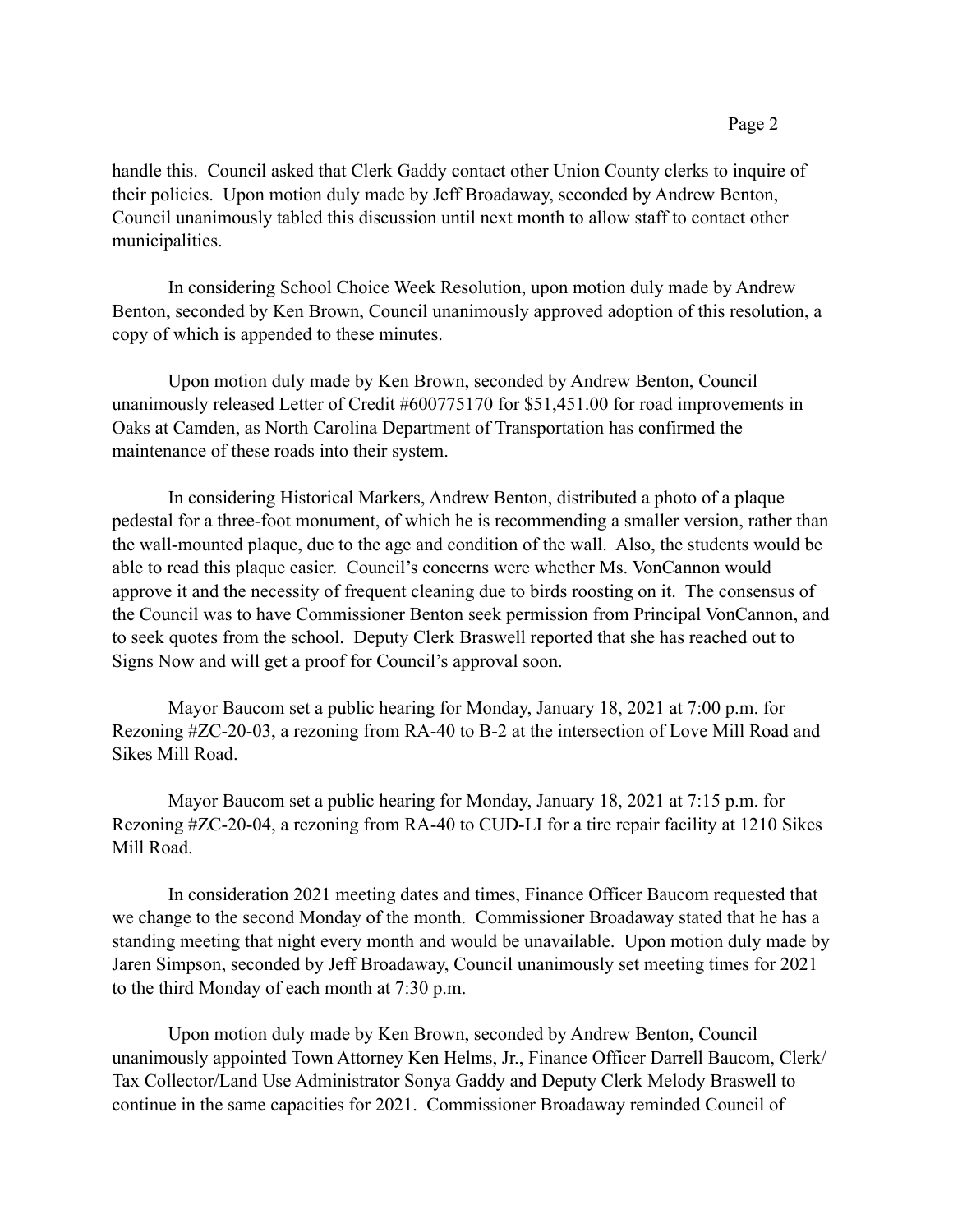handle this. Council asked that Clerk Gaddy contact other Union County clerks to inquire of their policies. Upon motion duly made by Jeff Broadaway, seconded by Andrew Benton, Council unanimously tabled this discussion until next month to allow staff to contact other municipalities.

In considering School Choice Week Resolution, upon motion duly made by Andrew Benton, seconded by Ken Brown, Council unanimously approved adoption of this resolution, a copy of which is appended to these minutes.

Upon motion duly made by Ken Brown, seconded by Andrew Benton, Council unanimously released Letter of Credit #600775170 for $51,451.00 for road improvements in Oaks at Camden, as North Carolina Department of Transportation has confirmed the maintenance of these roads into their system.

In considering Historical Markers, Andrew Benton, distributed a photo of a plaque pedestal for a three-foot monument, of which he is recommending a smaller version, rather than the wall-mounted plaque, due to the age and condition of the wall. Also, the students would be able to read this plaque easier. Council's concerns were whether Ms. VonCannon would approve it and the necessity of frequent cleaning due to birds roosting on it. The consensus of the Council was to have Commissioner Benton seek permission from Principal VonCannon, and to seek quotes from the school. Deputy Clerk Braswell reported that she has reached out to Signs Now and will get a proof for Council's approval soon.

Mayor Baucom set a public hearing for Monday, January 18, 2021 at 7:00 p.m. for Rezoning #ZC-20-03, a rezoning from RA-40 to B-2 at the intersection of Love Mill Road and Sikes Mill Road.

Mayor Baucom set a public hearing for Monday, January 18, 2021 at 7:15 p.m. for Rezoning #ZC-20-04, a rezoning from RA-40 to CUD-LI for a tire repair facility at 1210 Sikes Mill Road.

In consideration 2021 meeting dates and times, Finance Officer Baucom requested that we change to the second Monday of the month. Commissioner Broadaway stated that he has a standing meeting that night every month and would be unavailable. Upon motion duly made by Jaren Simpson, seconded by Jeff Broadaway, Council unanimously set meeting times for 2021 to the third Monday of each month at 7:30 p.m.

Upon motion duly made by Ken Brown, seconded by Andrew Benton, Council unanimously appointed Town Attorney Ken Helms, Jr., Finance Officer Darrell Baucom, Clerk/Tax Collector/Land Use Administrator Sonya Gaddy and Deputy Clerk Melody Braswell to continue in the same capacities for 2021. Commissioner Broadaway reminded Council of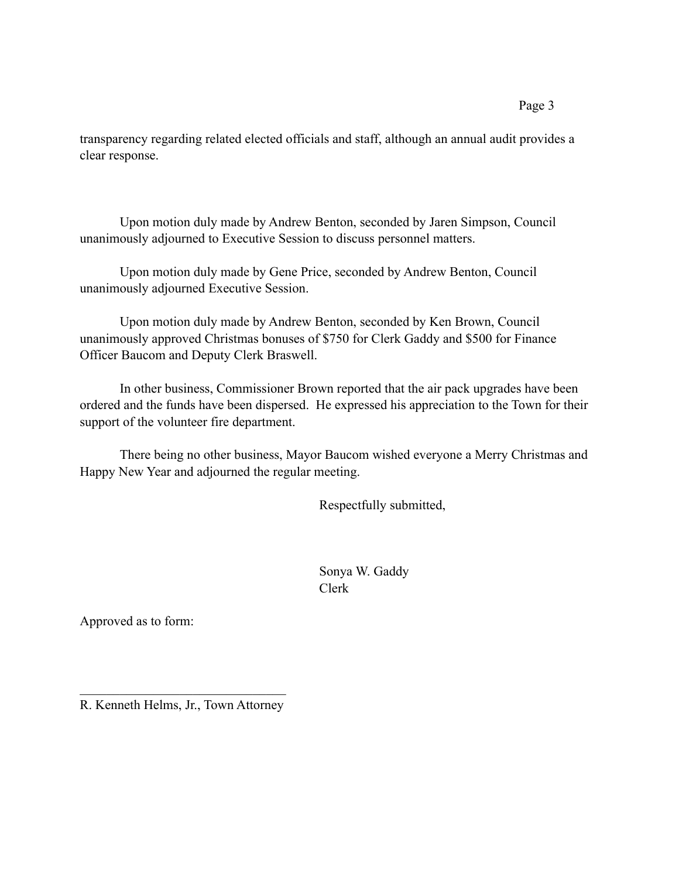transparency regarding related elected officials and staff, although an annual audit provides a clear response.

Upon motion duly made by Andrew Benton, seconded by Jaren Simpson, Council unanimously adjourned to Executive Session to discuss personnel matters.

Upon motion duly made by Gene Price, seconded by Andrew Benton, Council unanimously adjourned Executive Session.

Upon motion duly made by Andrew Benton, seconded by Ken Brown, Council unanimously approved Christmas bonuses of $750 for Clerk Gaddy and $500 for Finance Officer Baucom and Deputy Clerk Braswell.

In other business, Commissioner Brown reported that the air pack upgrades have been ordered and the funds have been dispersed. He expressed his appreciation to the Town for their support of the volunteer fire department.

There being no other business, Mayor Baucom wished everyone a Merry Christmas and Happy New Year and adjourned the regular meeting.

Respectfully submitted,

Sonya W. Gaddy
Clerk

Approved as to form:

\_\_\_\_\_\_\_\_\_\_\_\_\_\_\_\_\_\_\_\_\_\_\_\_\_\_\_\_\_\_\_\_\_\_
R. Kenneth Helms, Jr., Town Attorney